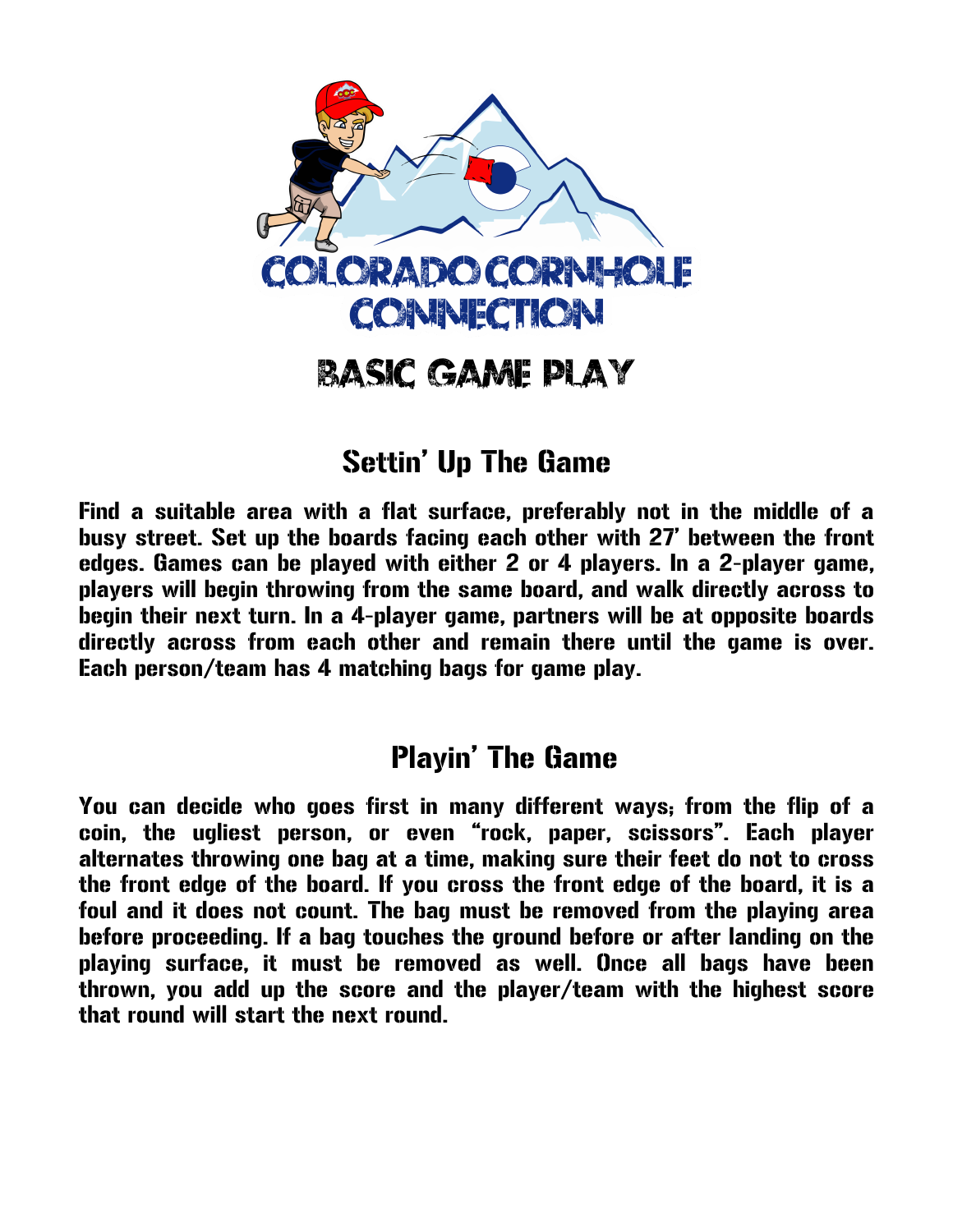# COLORADO CORNHOLE CONNECTION

# BASIC GAME PLAY

## Settin' Up The Game

Find a suitable area with a flat surface, preferably not in the middle of a busy street. Set up the boards facing each other with 27' between the front edges. Games can be played with either 2 or 4 players. In a 2-player game, players will begin throwing from the same board, and walk directly across to begin their next turn. In a 4-player game, partners will be at opposite boards directly across from each other and remain there until the game is over. Each person/team has 4 matching bags for game play.

## Playin' The Game

You can decide who goes first in many different ways; from the flip of a coin, the ugliest person, or even "rock, paper, scissors". Each player alternates throwing one bag at a time, making sure their feet do not to cross the front edge of the board. If you cross the front edge of the board, it is a foul and it does not count. The bag must be removed from the playing area before proceeding. If a bag touches the ground before or after landing on the playing surface, it must be removed as well. Once all bags have been thrown, you add up the score and the player/team with the highest score that round will start the next round.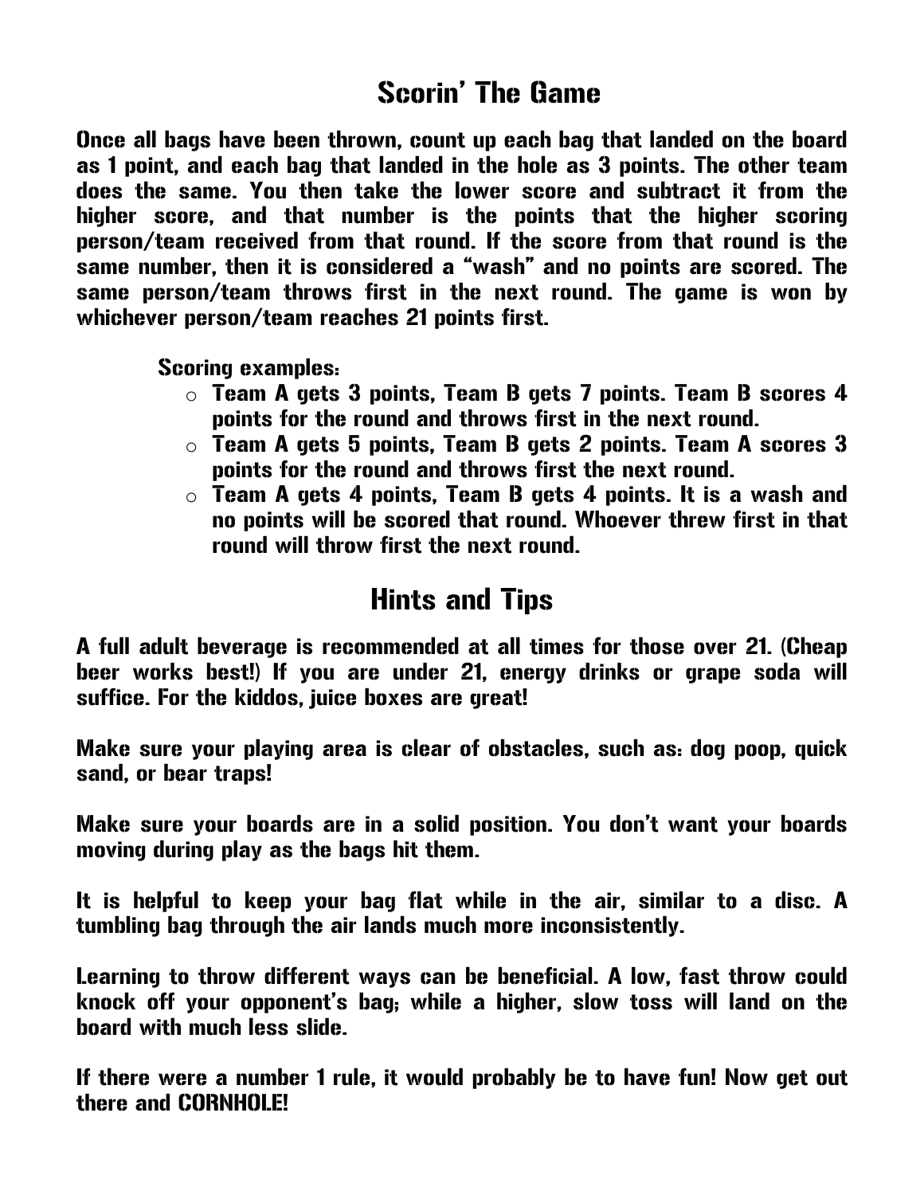## Scorin' The Game

Once all bags have been thrown, count up each bag that landed on the board as 1 point, and each bag that landed in the hole as 3 points. The other team does the same. You then take the lower score and subtract it from the higher score, and that number is the points that the higher scoring person/team received from that round. If the score from that round is the same number, then it is considered a "wash" and no points are scored. The same person/team throws first in the next round. The game is won by whichever person/team reaches 21 points first.

Scoring examples:

- Team A gets 3 points, Team B gets 7 points. Team B scores 4 points for the round and throws first in the next round.
- Team A gets 5 points, Team B gets 2 points. Team A scores 3 points for the round and throws first the next round.
- Team A gets 4 points, Team B gets 4 points. It is a wash and no points will be scored that round. Whoever threw first in that round will throw first the next round.

## Hints and Tips

A full adult beverage is recommended at all times for those over 21. (Cheap beer works best!) If you are under 21, energy drinks or grape soda will suffice. For the kiddos, juice boxes are great!

Make sure your playing area is clear of obstacles, such as: dog poop, quick sand, or bear traps!

Make sure your boards are in a solid position. You don't want your boards moving during play as the bags hit them.

It is helpful to keep your bag flat while in the air, similar to a disc. A tumbling bag through the air lands much more inconsistently.

Learning to throw different ways can be beneficial. A low, fast throw could knock off your opponent's bag; while a higher, slow toss will land on the board with much less slide.

If there were a number 1 rule, it would probably be to have fun! Now get out there and CORNHOLE!